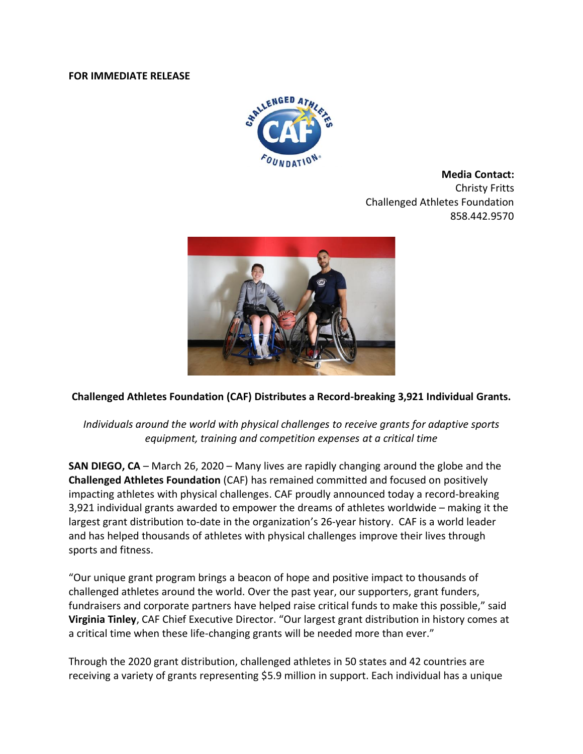**FOR IMMEDIATE RELEASE**

**Media Contact:**
Christy Fritts
Challenged Athletes Foundation
858.442.9570

**Challenged Athletes Foundation (CAF) Distributes a Record-breaking 3,921 Individual Grants.**

*Individuals around the world with physical challenges to receive grants for adaptive sports equipment, training and competition expenses at a critical time*

**SAN DIEGO, CA** – March 26, 2020 – Many lives are rapidly changing around the globe and the **Challenged Athletes Foundation** (CAF) has remained committed and focused on positively impacting athletes with physical challenges. CAF proudly announced today a record-breaking 3,921 individual grants awarded to empower the dreams of athletes worldwide – making it the largest grant distribution to-date in the organization's 26-year history. CAF is a world leader and has helped thousands of athletes with physical challenges improve their lives through sports and fitness.

"Our unique grant program brings a beacon of hope and positive impact to thousands of challenged athletes around the world. Over the past year, our supporters, grant funders, fundraisers and corporate partners have helped raise critical funds to make this possible," said **Virginia Tinley**, CAF Chief Executive Director. "Our largest grant distribution in history comes at a critical time when these life-changing grants will be needed more than ever."

Through the 2020 grant distribution, challenged athletes in 50 states and 42 countries are receiving a variety of grants representing $5.9 million in support. Each individual has a unique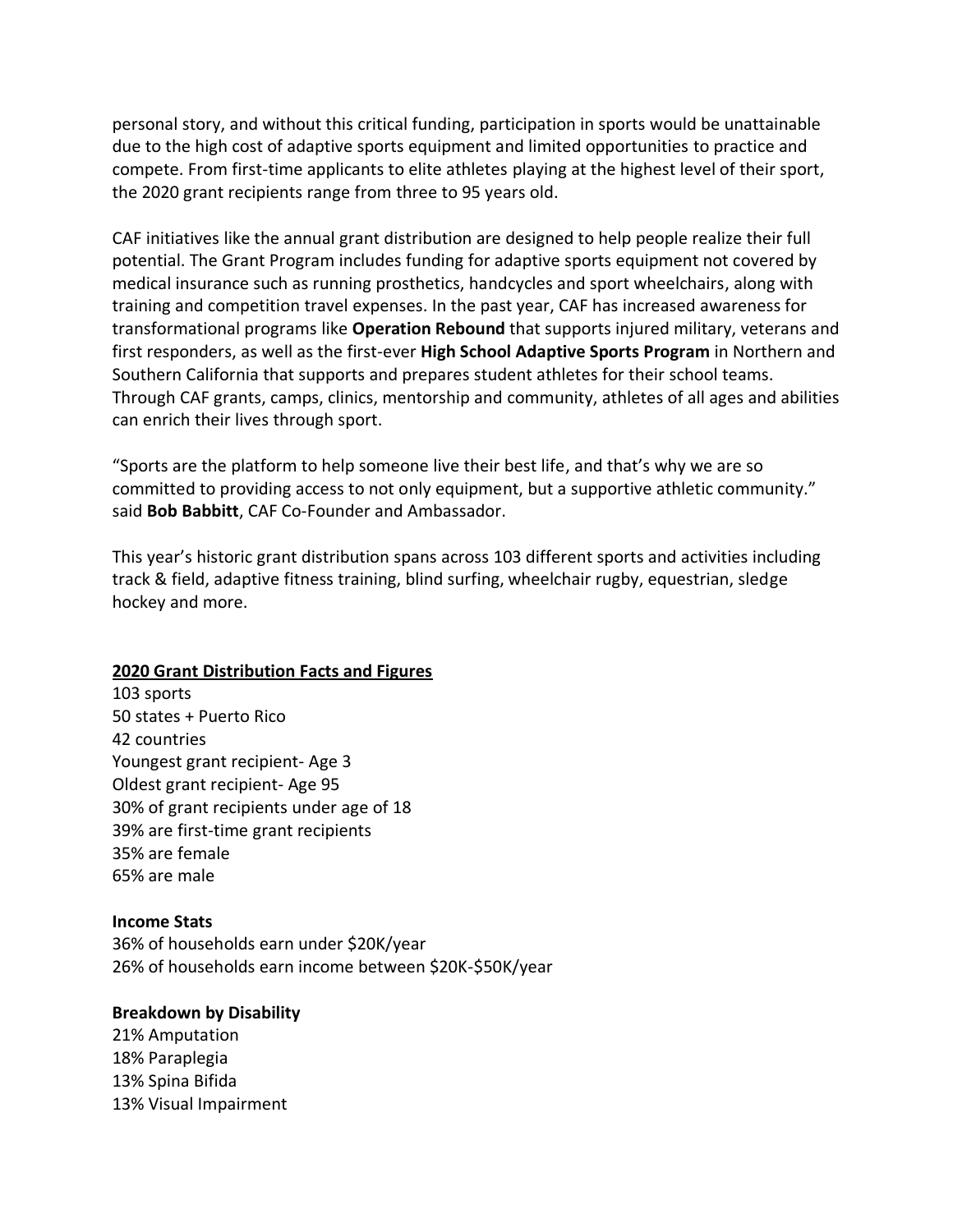personal story, and without this critical funding, participation in sports would be unattainable due to the high cost of adaptive sports equipment and limited opportunities to practice and compete. From first-time applicants to elite athletes playing at the highest level of their sport, the 2020 grant recipients range from three to 95 years old.

CAF initiatives like the annual grant distribution are designed to help people realize their full potential. The Grant Program includes funding for adaptive sports equipment not covered by medical insurance such as running prosthetics, handcycles and sport wheelchairs, along with training and competition travel expenses. In the past year, CAF has increased awareness for transformational programs like **Operation Rebound** that supports injured military, veterans and first responders, as well as the first-ever **High School Adaptive Sports Program** in Northern and Southern California that supports and prepares student athletes for their school teams. Through CAF grants, camps, clinics, mentorship and community, athletes of all ages and abilities can enrich their lives through sport.

"Sports are the platform to help someone live their best life, and that's why we are so committed to providing access to not only equipment, but a supportive athletic community." said **Bob Babbitt**, CAF Co-Founder and Ambassador.

This year's historic grant distribution spans across 103 different sports and activities including track & field, adaptive fitness training, blind surfing, wheelchair rugby, equestrian, sledge hockey and more.

**<u>2020 Grant Distribution Facts and Figures</u>**

103 sports
50 states + Puerto Rico
42 countries
Youngest grant recipient- Age 3
Oldest grant recipient- Age 95
30% of grant recipients under age of 18
39% are first-time grant recipients
35% are female
65% are male

**Income Stats**

36% of households earn under $20K/year
26% of households earn income between $20K-$50K/year

**Breakdown by Disability**

21% Amputation
18% Paraplegia
13% Spina Bifida
13% Visual Impairment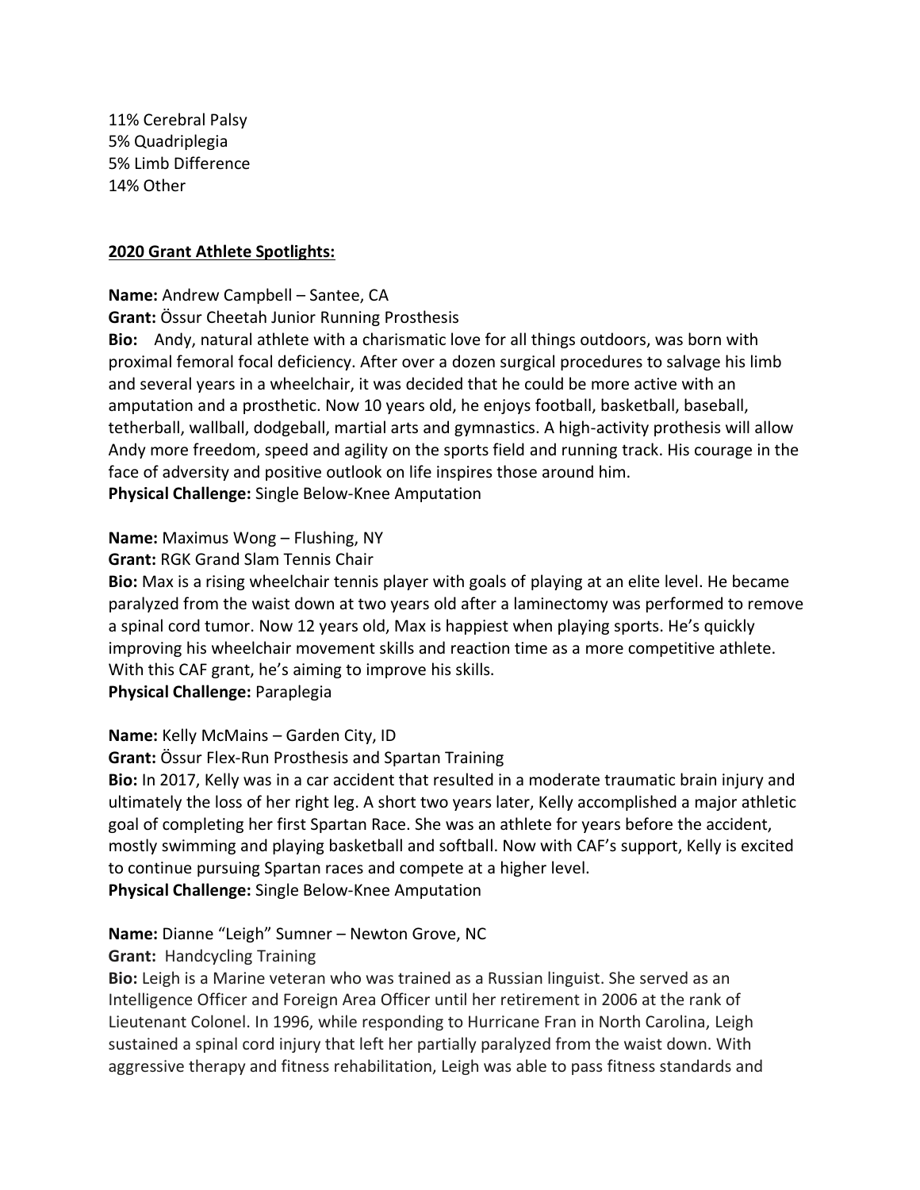11% Cerebral Palsy
5% Quadriplegia
5% Limb Difference
14% Other

**2020 Grant Athlete Spotlights:**

**Name:** Andrew Campbell – Santee, CA
**Grant:** Össur Cheetah Junior Running Prosthesis
**Bio:** Andy, natural athlete with a charismatic love for all things outdoors, was born with proximal femoral focal deficiency. After over a dozen surgical procedures to salvage his limb and several years in a wheelchair, it was decided that he could be more active with an amputation and a prosthetic. Now 10 years old, he enjoys football, basketball, baseball, tetherball, wallball, dodgeball, martial arts and gymnastics. A high-activity prothesis will allow Andy more freedom, speed and agility on the sports field and running track. His courage in the face of adversity and positive outlook on life inspires those around him.
**Physical Challenge:** Single Below-Knee Amputation

**Name:** Maximus Wong – Flushing, NY
**Grant:** RGK Grand Slam Tennis Chair
**Bio:** Max is a rising wheelchair tennis player with goals of playing at an elite level. He became paralyzed from the waist down at two years old after a laminectomy was performed to remove a spinal cord tumor. Now 12 years old, Max is happiest when playing sports. He's quickly improving his wheelchair movement skills and reaction time as a more competitive athlete. With this CAF grant, he's aiming to improve his skills.
**Physical Challenge:** Paraplegia

**Name:** Kelly McMains – Garden City, ID
**Grant:** Össur Flex-Run Prosthesis and Spartan Training
**Bio:** In 2017, Kelly was in a car accident that resulted in a moderate traumatic brain injury and ultimately the loss of her right leg. A short two years later, Kelly accomplished a major athletic goal of completing her first Spartan Race. She was an athlete for years before the accident, mostly swimming and playing basketball and softball. Now with CAF's support, Kelly is excited to continue pursuing Spartan races and compete at a higher level.
**Physical Challenge:** Single Below-Knee Amputation

**Name:** Dianne "Leigh" Sumner – Newton Grove, NC
**Grant:** Handcycling Training
**Bio:** Leigh is a Marine veteran who was trained as a Russian linguist. She served as an Intelligence Officer and Foreign Area Officer until her retirement in 2006 at the rank of Lieutenant Colonel. In 1996, while responding to Hurricane Fran in North Carolina, Leigh sustained a spinal cord injury that left her partially paralyzed from the waist down. With aggressive therapy and fitness rehabilitation, Leigh was able to pass fitness standards and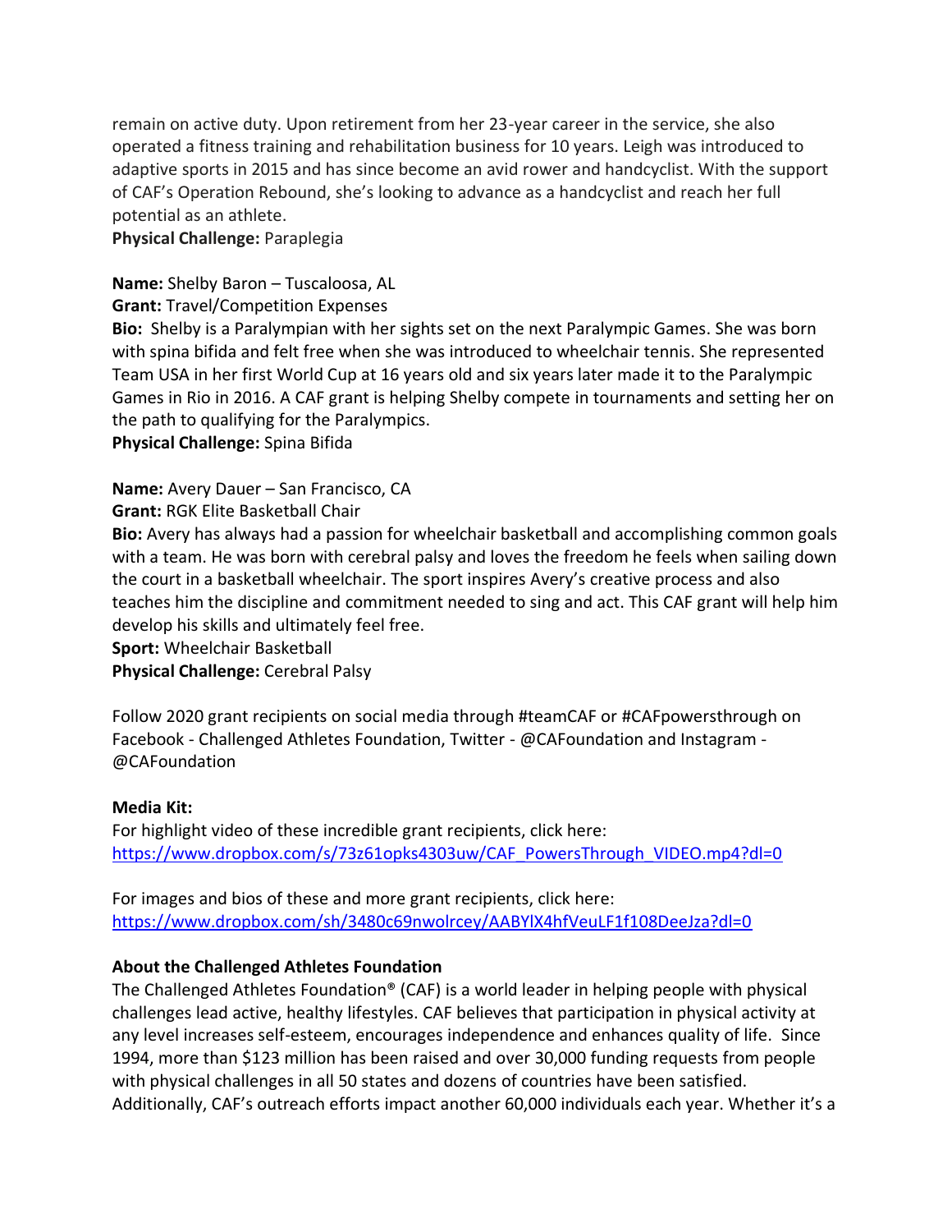remain on active duty. Upon retirement from her 23-year career in the service, she also operated a fitness training and rehabilitation business for 10 years. Leigh was introduced to adaptive sports in 2015 and has since become an avid rower and handcyclist. With the support of CAF's Operation Rebound, she's looking to advance as a handcyclist and reach her full potential as an athlete.
**Physical Challenge:** Paraplegia

**Name:** Shelby Baron – Tuscaloosa, AL
**Grant:** Travel/Competition Expenses
**Bio:** Shelby is a Paralympian with her sights set on the next Paralympic Games. She was born with spina bifida and felt free when she was introduced to wheelchair tennis. She represented Team USA in her first World Cup at 16 years old and six years later made it to the Paralympic Games in Rio in 2016. A CAF grant is helping Shelby compete in tournaments and setting her on the path to qualifying for the Paralympics.
**Physical Challenge:** Spina Bifida

**Name:** Avery Dauer – San Francisco, CA
**Grant:** RGK Elite Basketball Chair
**Bio:** Avery has always had a passion for wheelchair basketball and accomplishing common goals with a team. He was born with cerebral palsy and loves the freedom he feels when sailing down the court in a basketball wheelchair. The sport inspires Avery's creative process and also teaches him the discipline and commitment needed to sing and act. This CAF grant will help him develop his skills and ultimately feel free.
**Sport:** Wheelchair Basketball
**Physical Challenge:** Cerebral Palsy

Follow 2020 grant recipients on social media through #teamCAF or #CAFpowersthrough on Facebook - Challenged Athletes Foundation, Twitter - @CAFoundation and Instagram - @CAFoundation

**Media Kit:**
For highlight video of these incredible grant recipients, click here:
https://www.dropbox.com/s/73z61opks4303uw/CAF_PowersThrough_VIDEO.mp4?dl=0

For images and bios of these and more grant recipients, click here:
https://www.dropbox.com/sh/3480c69nwolrcey/AABYlX4hfVeuLF1f108DeeJza?dl=0

**About the Challenged Athletes Foundation**
The Challenged Athletes Foundation® (CAF) is a world leader in helping people with physical challenges lead active, healthy lifestyles. CAF believes that participation in physical activity at any level increases self-esteem, encourages independence and enhances quality of life. Since 1994, more than $123 million has been raised and over 30,000 funding requests from people with physical challenges in all 50 states and dozens of countries have been satisfied. Additionally, CAF's outreach efforts impact another 60,000 individuals each year. Whether it's a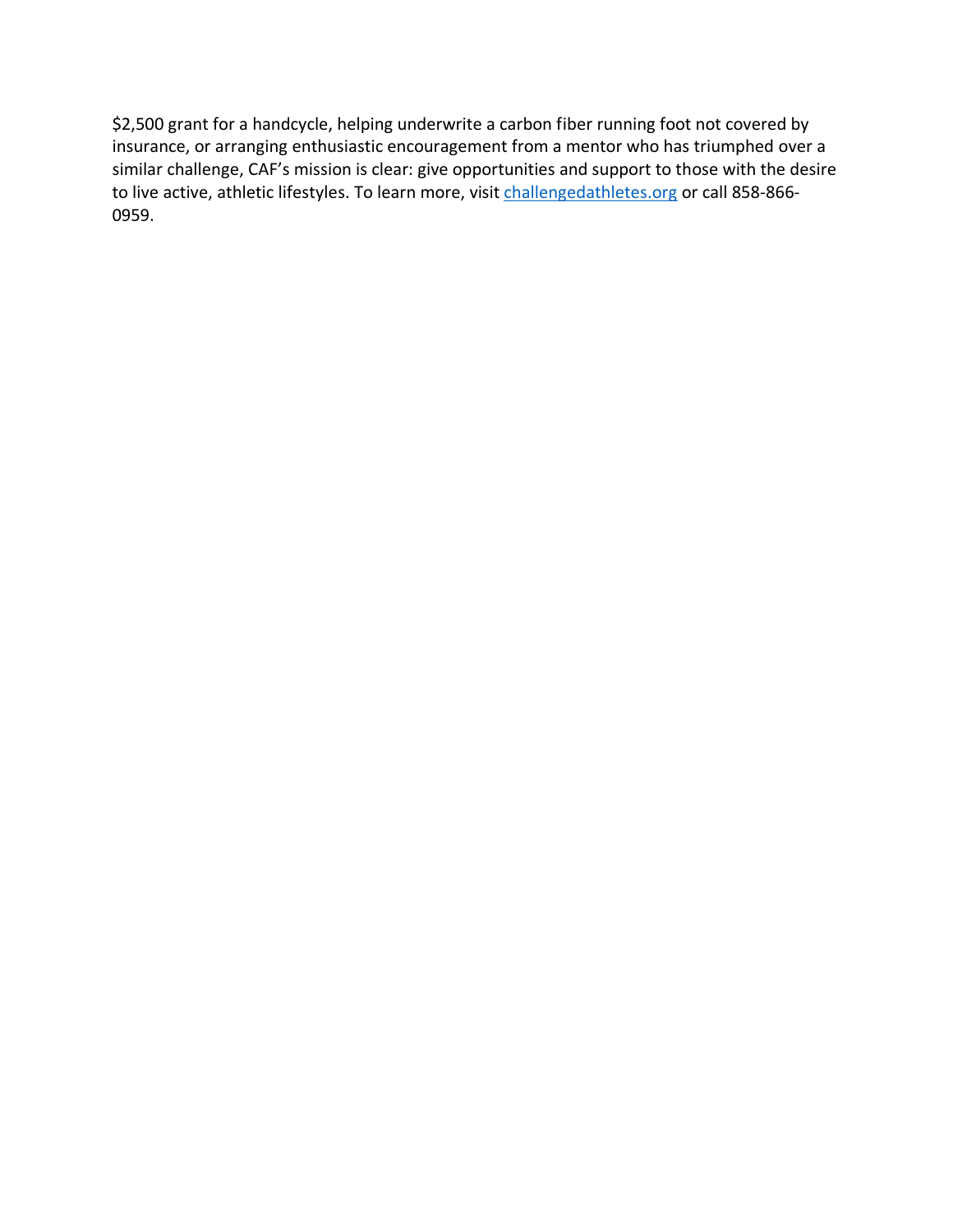$2,500 grant for a handcycle, helping underwrite a carbon fiber running foot not covered by insurance, or arranging enthusiastic encouragement from a mentor who has triumphed over a similar challenge, CAF's mission is clear: give opportunities and support to those with the desire to live active, athletic lifestyles. To learn more, visit [challengedathletes.org](challengedathletes.org) or call 858-866-0959.